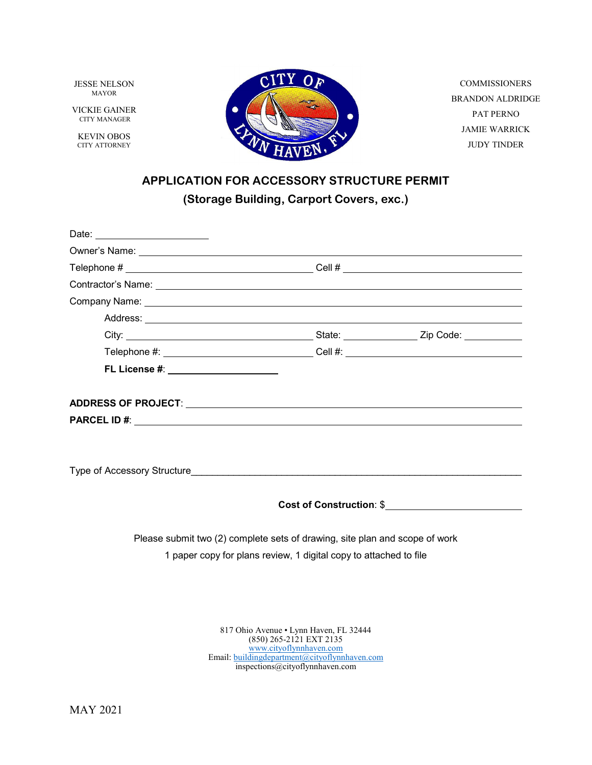JESSE NELSON
MAYOR

VICKIE GAINER
CITY MANAGER

KEVIN OBOS
CITY ATTORNEY

COMMISSIONERS
BRANDON ALDRIDGE
PAT PERNO
JAMIE WARRICK
JUDY TINDER

## APPLICATION FOR ACCESSORY STRUCTURE PERMIT
## (Storage Building, Carport Covers, exc.)

Date: ____________________

Owner's Name: ________________________________________________

Telephone # ______________________________ Cell # ______________________________

Contractor's Name: ________________________________________________

Company Name: ________________________________________________

Address: ________________________________________________

City: ______________________________ State: ____________ Zip Code: __________

Telephone #: ______________________________ Cell #: ______________________________

**FL License #**: ____________________

**ADDRESS OF PROJECT**: ________________________________________________

**PARCEL ID #**: ________________________________________________

Type of Accessory Structure________________________________________________

**Cost of Construction**: $______________________

Please submit two (2) complete sets of drawing, site plan and scope of work

1 paper copy for plans review, 1 digital copy to attached to file

817 Ohio Avenue • Lynn Haven, FL 32444
(850) 265-2121 EXT 2135
www.cityoflynnhaven.com
Email: buildingdepartment@cityoflynnhaven.com
inspections@cityoflynnhaven.com

MAY 2021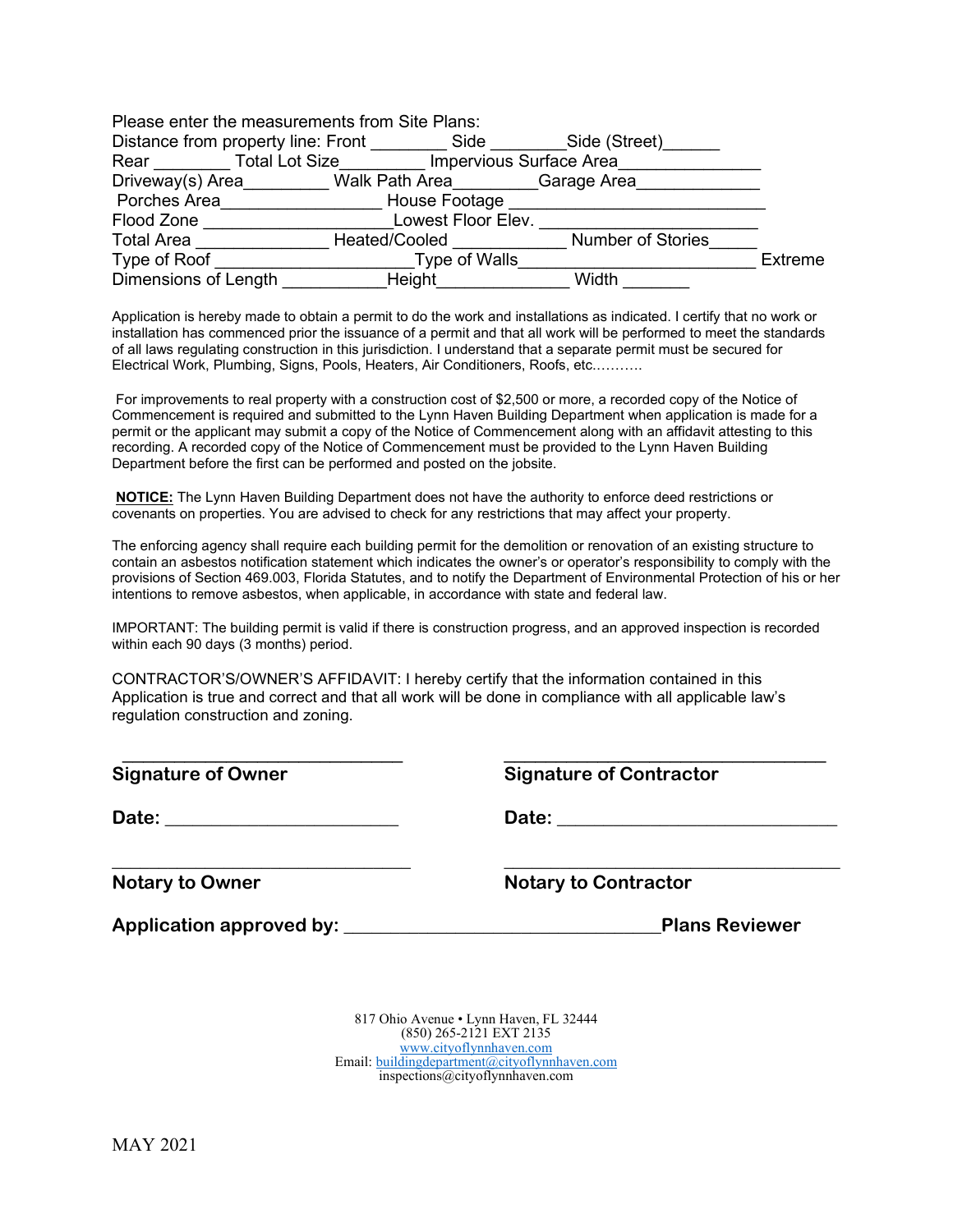Please enter the measurements from Site Plans:

Distance from property line: Front ________ Side ________Side (Street)______

Rear ________ Total Lot Size_________ Impervious Surface Area_______________

Driveway(s) Area_________ Walk Path Area_________Garage Area_____________

Porches Area_________________ House Footage ___________________________

Flood Zone ____________________Lowest Floor Elev. ________________________

Total Area ______________ Heated/Cooled ____________ Number of Stories_____

Type of Roof _____________________Type of Walls_________________________ Extreme

Dimensions of Length ___________Height______________ Width _______

Application is hereby made to obtain a permit to do the work and installations as indicated. I certify that no work or installation has commenced prior the issuance of a permit and that all work will be performed to meet the standards of all laws regulating construction in this jurisdiction. I understand that a separate permit must be secured for Electrical Work, Plumbing, Signs, Pools, Heaters, Air Conditioners, Roofs, etc.……….

For improvements to real property with a construction cost of $2,500 or more, a recorded copy of the Notice of Commencement is required and submitted to the Lynn Haven Building Department when application is made for a permit or the applicant may submit a copy of the Notice of Commencement along with an affidavit attesting to this recording. A recorded copy of the Notice of Commencement must be provided to the Lynn Haven Building Department before the first can be performed and posted on the jobsite.

**NOTICE:** The Lynn Haven Building Department does not have the authority to enforce deed restrictions or covenants on properties. You are advised to check for any restrictions that may affect your property.

The enforcing agency shall require each building permit for the demolition or renovation of an existing structure to contain an asbestos notification statement which indicates the owner's or operator's responsibility to comply with the provisions of Section 469.003, Florida Statutes, and to notify the Department of Environmental Protection of his or her intentions to remove asbestos, when applicable, in accordance with state and federal law.

IMPORTANT: The building permit is valid if there is construction progress, and an approved inspection is recorded within each 90 days (3 months) period.

CONTRACTOR'S/OWNER'S AFFIDAVIT: I hereby certify that the information contained in this Application is true and correct and that all work will be done in compliance with all applicable law's regulation construction and zoning.

______________________________ ______________________________

**Signature of Owner** **Signature of Contractor**

**Date:** ______________________ **Date:** ______________________

______________________________ ______________________________

**Notary to Owner** **Notary to Contractor**

**Application approved by:** ______________________________**Plans Reviewer**

817 Ohio Avenue • Lynn Haven, FL 32444
(850) 265-2121 EXT 2135
www.cityoflynnhaven.com
Email: buildingdepartment@cityoflynnhaven.com
inspections@cityoflynnhaven.com

MAY 2021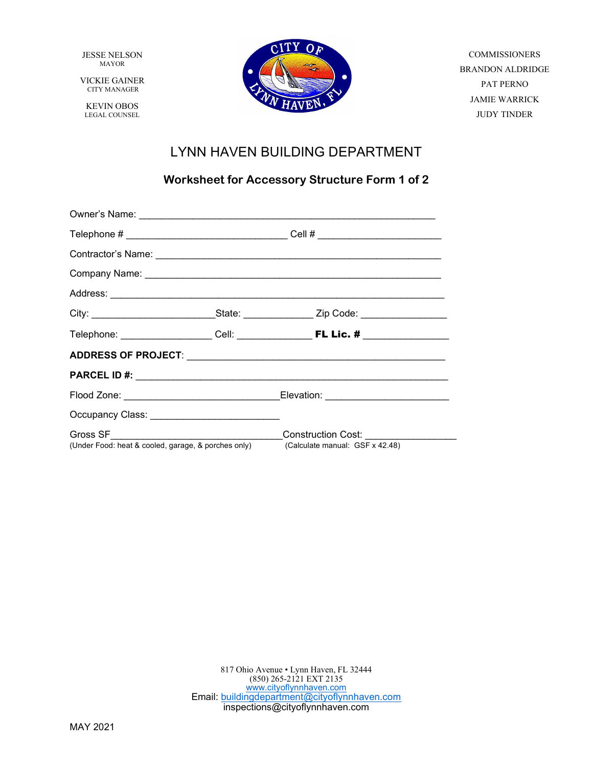JESSE NELSON
MAYOR

VICKIE GAINER
CITY MANAGER

KEVIN OBOS
LEGAL COUNSEL

COMMISSIONERS
BRANDON ALDRIDGE
PAT PERNO
JAMIE WARRICK
JUDY TINDER

# LYNN HAVEN BUILDING DEPARTMENT

## Worksheet for Accessory Structure Form 1 of 2

Owner's Name: ______________________________________________________

Telephone # ______________________________ Cell # ______________________

Contractor's Name: ____________________________________________________

Company Name: ______________________________________________________

Address: ____________________________________________________________

City: ______________________State: _____________ Zip Code: _______________

Telephone: ________________ Cell: ______________ **FL Lic. #** _______________

**ADDRESS OF PROJECT**: _______________________________________________

**PARCEL ID #:** _______________________________________________________

Flood Zone: ___________________________Elevation: ______________________

Occupancy Class: _______________________

Gross SF______________________________Construction Cost: ________________
(Under Food: heat & cooled, garage, & porches only) (Calculate manual: GSF x 42.48)

817 Ohio Avenue • Lynn Haven, FL 32444
(850) 265-2121 EXT 2135
www.cityoflynnhaven.com
Email: buildingdepartment@cityoflynnhaven.com
inspections@cityoflynnhaven.com

MAY 2021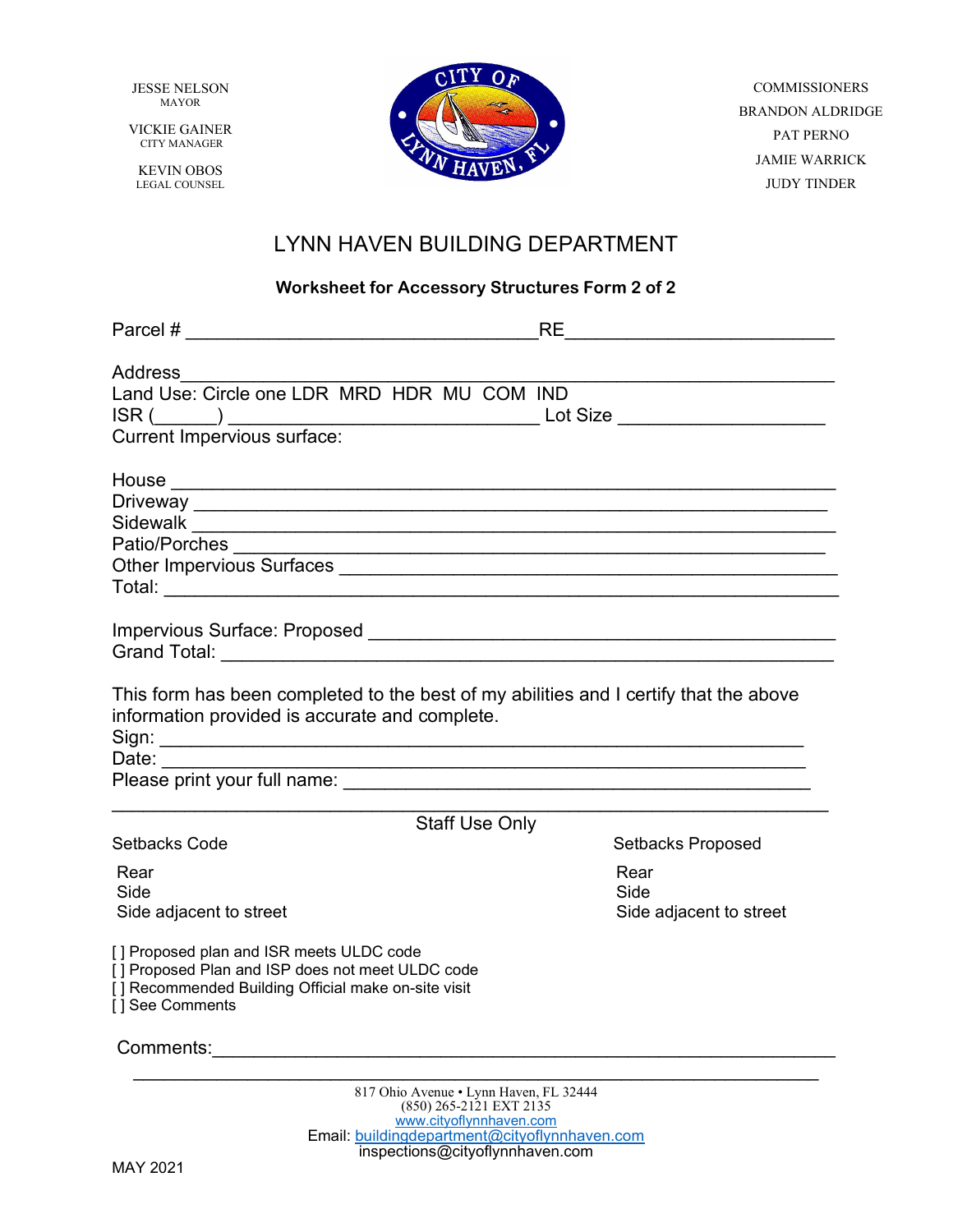JESSE NELSON
MAYOR

VICKIE GAINER
CITY MANAGER

KEVIN OBOS
LEGAL COUNSEL

COMMISSIONERS
BRANDON ALDRIDGE
PAT PERNO
JAMIE WARRICK
JUDY TINDER

# LYNN HAVEN BUILDING DEPARTMENT

**Worksheet for Accessory Structures Form 2 of 2**

Parcel # _________________________________RE_________________________

Address_______________________________________________________________
Land Use: Circle one LDR MRD HDR MU COM IND
ISR (______) _____________________________ Lot Size ___________________
Current Impervious surface:

House _______________________________________________________________
Driveway _____________________________________________________________
Sidewalk _____________________________________________________________
Patio/Porches _________________________________________________________
Other Impervious Surfaces ______________________________________________
Total: _______________________________________________________________

Impervious Surface: Proposed ____________________________________________
Grand Total: __________________________________________________________

This form has been completed to the best of my abilities and I certify that the above information provided is accurate and complete.
Sign: ____________________________________________________________
Date: ____________________________________________________________
Please print your full name: ___________________________________________

Staff Use Only

| Setbacks Code | Setbacks Proposed |
|---|---|
| Rear | Rear |
| Side | Side |
| Side adjacent to street | Side adjacent to street |

[ ] Proposed plan and ISR meets ULDC code
[ ] Proposed Plan and ISP does not meet ULDC code
[ ] Recommended Building Official make on-site visit
[ ] See Comments

Comments:_____________________________________________________________
______________________________________________________________________

817 Ohio Avenue • Lynn Haven, FL 32444
(850) 265-2121 EXT 2135
www.cityoflynnhaven.com
Email: buildingdepartment@cityoflynnhaven.com
inspections@cityoflynnhaven.com

MAY 2021